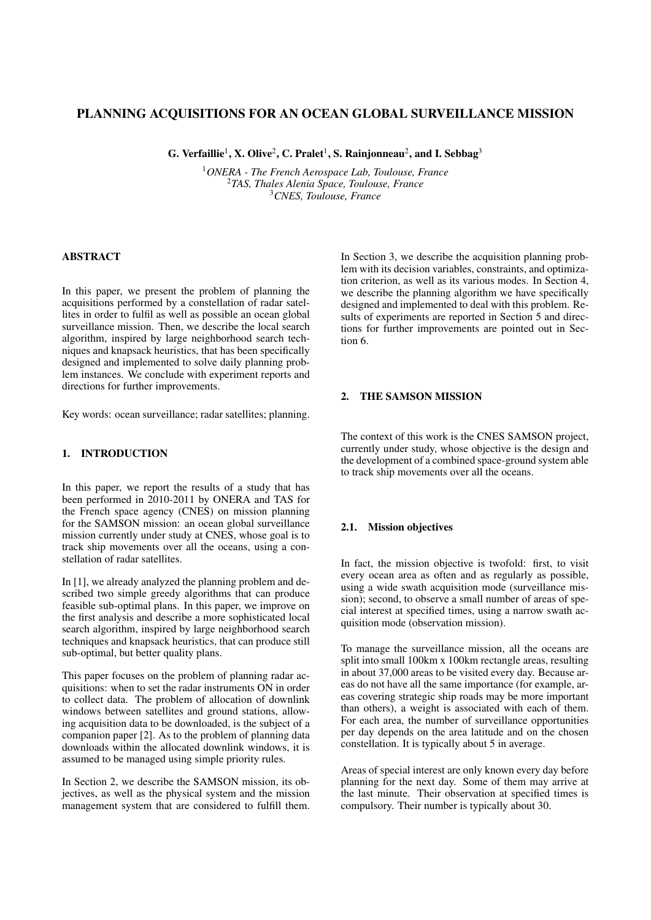# PLANNING ACQUISITIONS FOR AN OCEAN GLOBAL SURVEILLANCE MISSION

**G. Verfaillie[1], X. Olive[2], C. Pralet[1], S. Rainjonneau[2], and I. Sebbag[3]**

[1]*ONERA - The French Aerospace Lab, Toulouse, France*
[2]*TAS, Thales Alenia Space, Toulouse, France*
[3]*CNES, Toulouse, France*

## ABSTRACT

In this paper, we present the problem of planning the acquisitions performed by a constellation of radar satellites in order to fulfil as well as possible an ocean global surveillance mission. Then, we describe the local search algorithm, inspired by large neighborhood search techniques and knapsack heuristics, that has been specifically designed and implemented to solve daily planning problem instances. We conclude with experiment reports and directions for further improvements.

Key words: ocean surveillance; radar satellites; planning.

## 1. INTRODUCTION

In this paper, we report the results of a study that has been performed in 2010-2011 by ONERA and TAS for the French space agency (CNES) on mission planning for the SAMSON mission: an ocean global surveillance mission currently under study at CNES, whose goal is to track ship movements over all the oceans, using a constellation of radar satellites.

In [1], we already analyzed the planning problem and described two simple greedy algorithms that can produce feasible sub-optimal plans. In this paper, we improve on the first analysis and describe a more sophisticated local search algorithm, inspired by large neighborhood search techniques and knapsack heuristics, that can produce still sub-optimal, but better quality plans.

This paper focuses on the problem of planning radar acquisitions: when to set the radar instruments ON in order to collect data. The problem of allocation of downlink windows between satellites and ground stations, allowing acquisition data to be downloaded, is the subject of a companion paper [2]. As to the problem of planning data downloads within the allocated downlink windows, it is assumed to be managed using simple priority rules.

In Section 2, we describe the SAMSON mission, its objectives, as well as the physical system and the mission management system that are considered to fulfill them. In Section 3, we describe the acquisition planning problem with its decision variables, constraints, and optimization criterion, as well as its various modes. In Section 4, we describe the planning algorithm we have specifically designed and implemented to deal with this problem. Results of experiments are reported in Section 5 and directions for further improvements are pointed out in Section 6.

## 2. THE SAMSON MISSION

The context of this work is the CNES SAMSON project, currently under study, whose objective is the design and the development of a combined space-ground system able to track ship movements over all the oceans.

### 2.1. Mission objectives

In fact, the mission objective is twofold: first, to visit every ocean area as often and as regularly as possible, using a wide swath acquisition mode (surveillance mission); second, to observe a small number of areas of special interest at specified times, using a narrow swath acquisition mode (observation mission).

To manage the surveillance mission, all the oceans are split into small 100km x 100km rectangle areas, resulting in about 37,000 areas to be visited every day. Because areas do not have all the same importance (for example, areas covering strategic ship roads may be more important than others), a weight is associated with each of them. For each area, the number of surveillance opportunities per day depends on the area latitude and on the chosen constellation. It is typically about 5 in average.

Areas of special interest are only known every day before planning for the next day. Some of them may arrive at the last minute. Their observation at specified times is compulsory. Their number is typically about 30.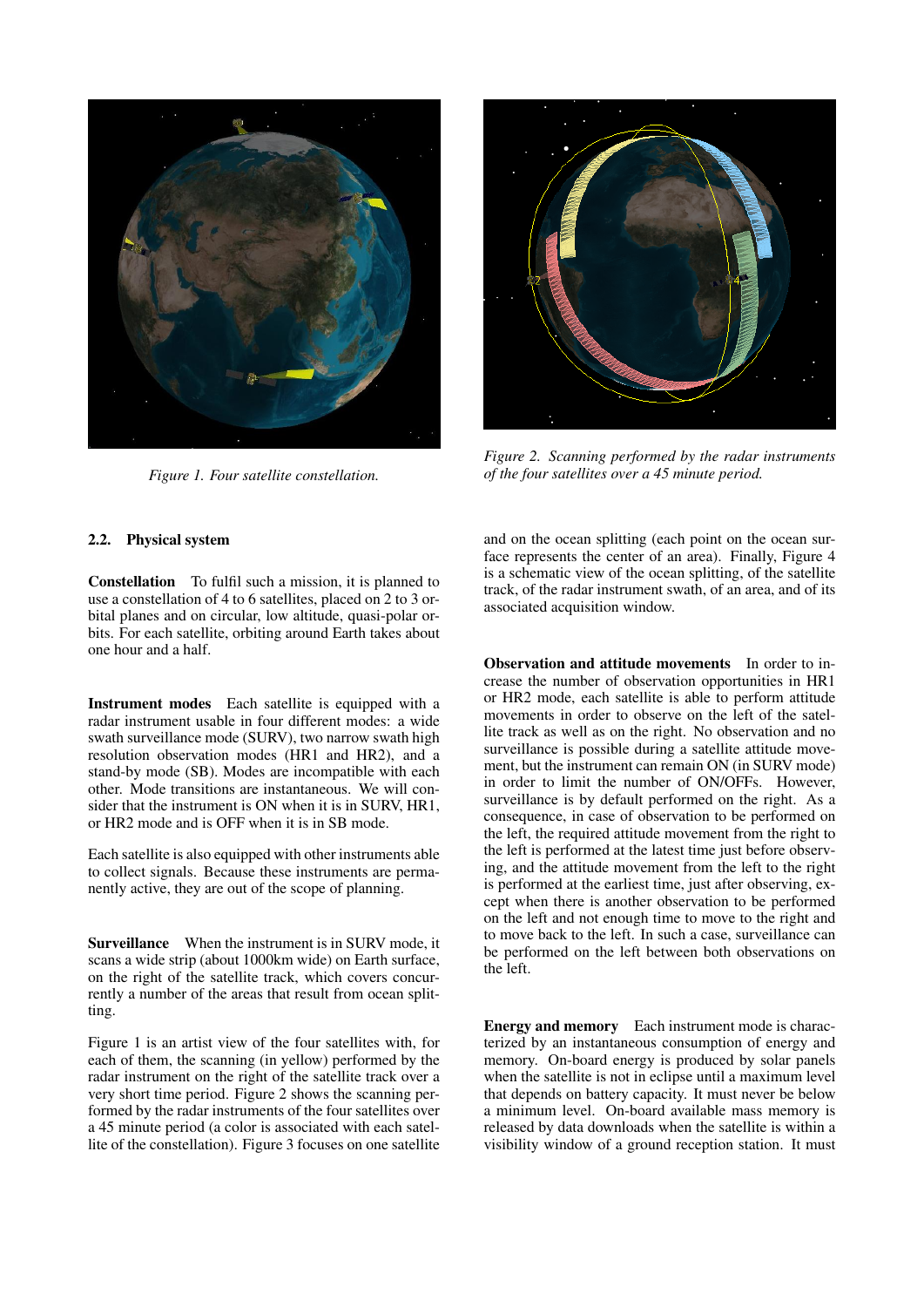*Figure 1. Four satellite constellation.*

*Figure 2. Scanning performed by the radar instruments of the four satellites over a 45 minute period.*

### 2.2. Physical system

**Constellation** To fulfil such a mission, it is planned to use a constellation of 4 to 6 satellites, placed on 2 to 3 orbital planes and on circular, low altitude, quasi-polar orbits. For each satellite, orbiting around Earth takes about one hour and a half.

**Instrument modes** Each satellite is equipped with a radar instrument usable in four different modes: a wide swath surveillance mode (SURV), two narrow swath high resolution observation modes (HR1 and HR2), and a stand-by mode (SB). Modes are incompatible with each other. Mode transitions are instantaneous. We will consider that the instrument is ON when it is in SURV, HR1, or HR2 mode and is OFF when it is in SB mode.

Each satellite is also equipped with other instruments able to collect signals. Because these instruments are permanently active, they are out of the scope of planning.

**Surveillance** When the instrument is in SURV mode, it scans a wide strip (about 1000km wide) on Earth surface, on the right of the satellite track, which covers concurrently a number of the areas that result from ocean splitting.

Figure 1 is an artist view of the four satellites with, for each of them, the scanning (in yellow) performed by the radar instrument on the right of the satellite track over a very short time period. Figure 2 shows the scanning performed by the radar instruments of the four satellites over a 45 minute period (a color is associated with each satellite of the constellation). Figure 3 focuses on one satellite and on the ocean splitting (each point on the ocean surface represents the center of an area). Finally, Figure 4 is a schematic view of the ocean splitting, of the satellite track, of the radar instrument swath, of an area, and of its associated acquisition window.

**Observation and attitude movements** In order to increase the number of observation opportunities in HR1 or HR2 mode, each satellite is able to perform attitude movements in order to observe on the left of the satellite track as well as on the right. No observation and no surveillance is possible during a satellite attitude movement, but the instrument can remain ON (in SURV mode) in order to limit the number of ON/OFFs. However, surveillance is by default performed on the right. As a consequence, in case of observation to be performed on the left, the required attitude movement from the right to the left is performed at the latest time just before observing, and the attitude movement from the left to the right is performed at the earliest time, just after observing, except when there is another observation to be performed on the left and not enough time to move to the right and to move back to the left. In such a case, surveillance can be performed on the left between both observations on the left.

**Energy and memory** Each instrument mode is characterized by an instantaneous consumption of energy and memory. On-board energy is produced by solar panels when the satellite is not in eclipse until a maximum level that depends on battery capacity. It must never be below a minimum level. On-board available mass memory is released by data downloads when the satellite is within a visibility window of a ground reception station. It must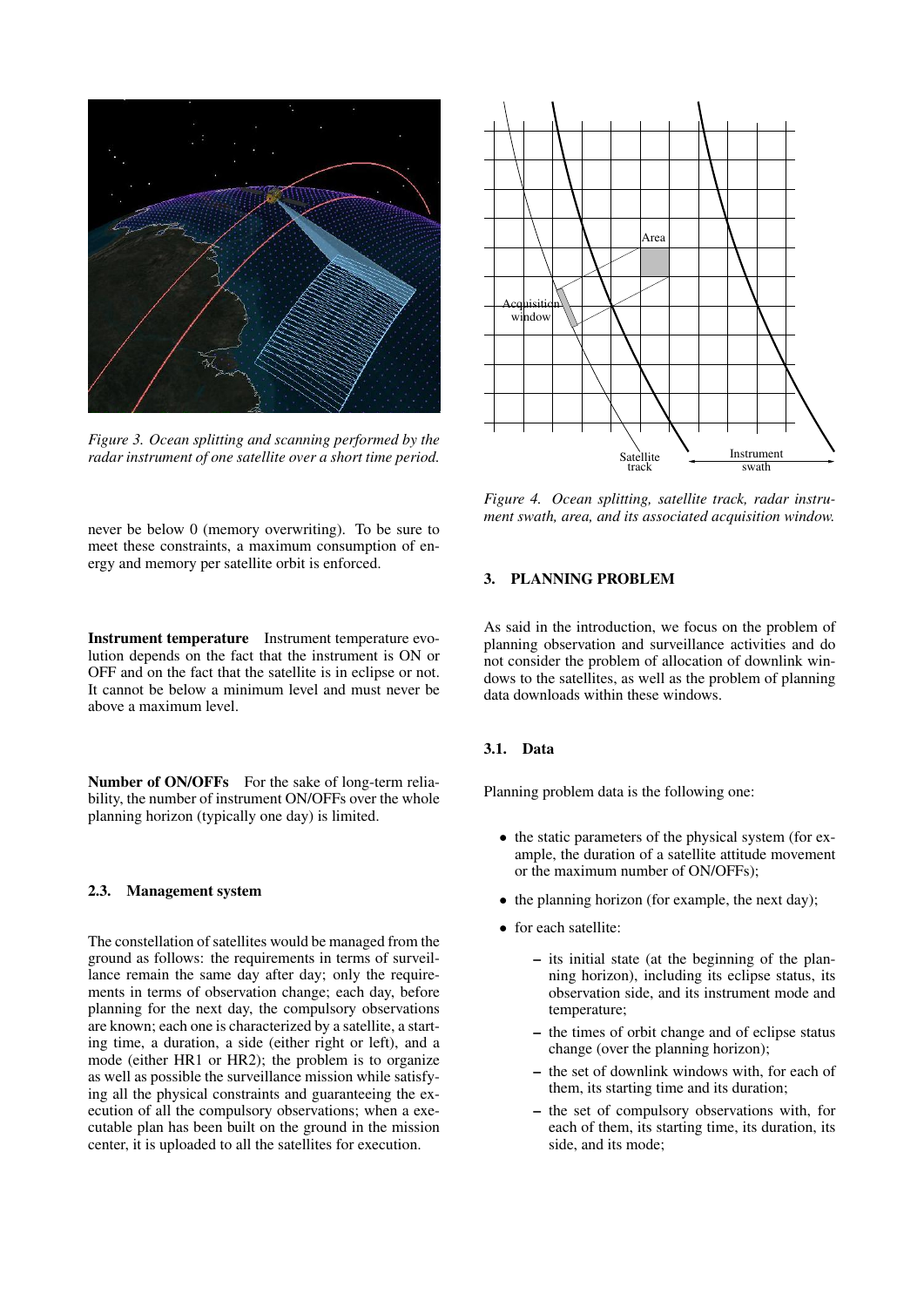*Figure 3. Ocean splitting and scanning performed by the radar instrument of one satellite over a short time period.*

never be below 0 (memory overwriting). To be sure to meet these constraints, a maximum consumption of energy and memory per satellite orbit is enforced.

**Instrument temperature** Instrument temperature evolution depends on the fact that the instrument is ON or OFF and on the fact that the satellite is in eclipse or not. It cannot be below a minimum level and must never be above a maximum level.

**Number of ON/OFFs** For the sake of long-term reliability, the number of instrument ON/OFFs over the whole planning horizon (typically one day) is limited.

### 2.3. Management system

The constellation of satellites would be managed from the ground as follows: the requirements in terms of surveillance remain the same day after day; only the requirements in terms of observation change; each day, before planning for the next day, the compulsory observations are known; each one is characterized by a satellite, a starting time, a duration, a side (either right or left), and a mode (either HR1 or HR2); the problem is to organize as well as possible the surveillance mission while satisfying all the physical constraints and guaranteeing the execution of all the compulsory observations; when a executable plan has been built on the ground in the mission center, it is uploaded to all the satellites for execution.

*Figure 4. Ocean splitting, satellite track, radar instrument swath, area, and its associated acquisition window.*

## 3. PLANNING PROBLEM

As said in the introduction, we focus on the problem of planning observation and surveillance activities and do not consider the problem of allocation of downlink windows to the satellites, as well as the problem of planning data downloads within these windows.

### 3.1. Data

Planning problem data is the following one:

- the static parameters of the physical system (for example, the duration of a satellite attitude movement or the maximum number of ON/OFFs);
- the planning horizon (for example, the next day);
- for each satellite:
  - its initial state (at the beginning of the planning horizon), including its eclipse status, its observation side, and its instrument mode and temperature;
  - the times of orbit change and of eclipse status change (over the planning horizon);
  - the set of downlink windows with, for each of them, its starting time and its duration;
  - the set of compulsory observations with, for each of them, its starting time, its duration, its side, and its mode;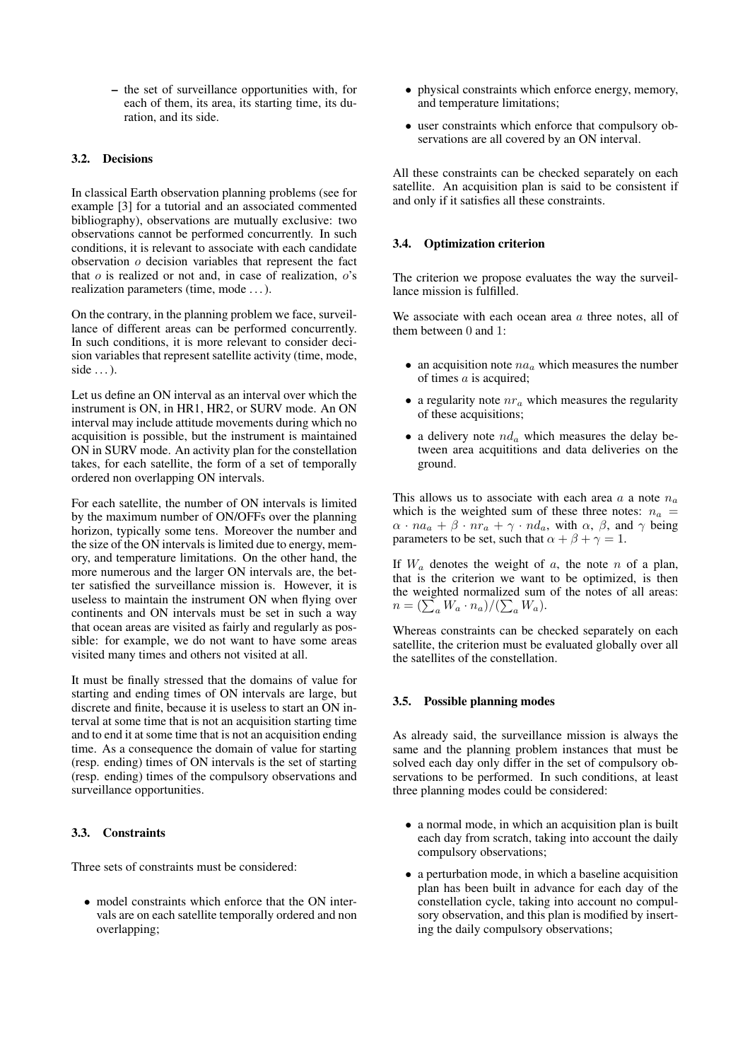- the set of surveillance opportunities with, for each of them, its area, its starting time, its duration, and its side.

### 3.2. Decisions

In classical Earth observation planning problems (see for example [3] for a tutorial and an associated commented bibliography), observations are mutually exclusive: two observations cannot be performed concurrently. In such conditions, it is relevant to associate with each candidate observation $o$ decision variables that represent the fact that $o$ is realized or not and, in case of realization, $o$'s realization parameters (time, mode ...).

On the contrary, in the planning problem we face, surveillance of different areas can be performed concurrently. In such conditions, it is more relevant to consider decision variables that represent satellite activity (time, mode, side ...).

Let us define an ON interval as an interval over which the instrument is ON, in HR1, HR2, or SURV mode. An ON interval may include attitude movements during which no acquisition is possible, but the instrument is maintained ON in SURV mode. An activity plan for the constellation takes, for each satellite, the form of a set of temporally ordered non overlapping ON intervals.

For each satellite, the number of ON intervals is limited by the maximum number of ON/OFFs over the planning horizon, typically some tens. Moreover the number and the size of the ON intervals is limited due to energy, memory, and temperature limitations. On the other hand, the more numerous and the larger ON intervals are, the better satisfied the surveillance mission is. However, it is useless to maintain the instrument ON when flying over continents and ON intervals must be set in such a way that ocean areas are visited as fairly and regularly as possible: for example, we do not want to have some areas visited many times and others not visited at all.

It must be finally stressed that the domains of value for starting and ending times of ON intervals are large, but discrete and finite, because it is useless to start an ON interval at some time that is not an acquisition starting time and to end it at some time that is not an acquisition ending time. As a consequence the domain of value for starting (resp. ending) times of ON intervals is the set of starting (resp. ending) times of the compulsory observations and surveillance opportunities.

### 3.3. Constraints

Three sets of constraints must be considered:

- model constraints which enforce that the ON intervals are on each satellite temporally ordered and non overlapping;
- physical constraints which enforce energy, memory, and temperature limitations;
- user constraints which enforce that compulsory observations are all covered by an ON interval.

All these constraints can be checked separately on each satellite. An acquisition plan is said to be consistent if and only if it satisfies all these constraints.

### 3.4. Optimization criterion

The criterion we propose evaluates the way the surveillance mission is fulfilled.

We associate with each ocean area $a$ three notes, all of them between 0 and 1:

- an acquisition note $na_a$ which measures the number of times $a$ is acquired;
- a regularity note $nr_a$ which measures the regularity of these acquisitions;
- a delivery note $nd_a$ which measures the delay between area acquitions and data deliveries on the ground.

This allows us to associate with each area $a$ a note $n_a$ which is the weighted sum of these three notes: $n_a = \alpha \cdot na_a + \beta \cdot nr_a + \gamma \cdot nd_a$, with $\alpha$, $\beta$, and $\gamma$ being parameters to be set, such that $\alpha + \beta + \gamma = 1$.

If $W_a$ denotes the weight of $a$, the note $n$ of a plan, that is the criterion we want to be optimized, is then the weighted normalized sum of the notes of all areas: $n = (\sum_a W_a \cdot n_a)/(\sum_a W_a)$.

Whereas constraints can be checked separately on each satellite, the criterion must be evaluated globally over all the satellites of the constellation.

### 3.5. Possible planning modes

As already said, the surveillance mission is always the same and the planning problem instances that must be solved each day only differ in the set of compulsory observations to be performed. In such conditions, at least three planning modes could be considered:

- a normal mode, in which an acquisition plan is built each day from scratch, taking into account the daily compulsory observations;
- a perturbation mode, in which a baseline acquisition plan has been built in advance for each day of the constellation cycle, taking into account no compulsory observation, and this plan is modified by inserting the daily compulsory observations;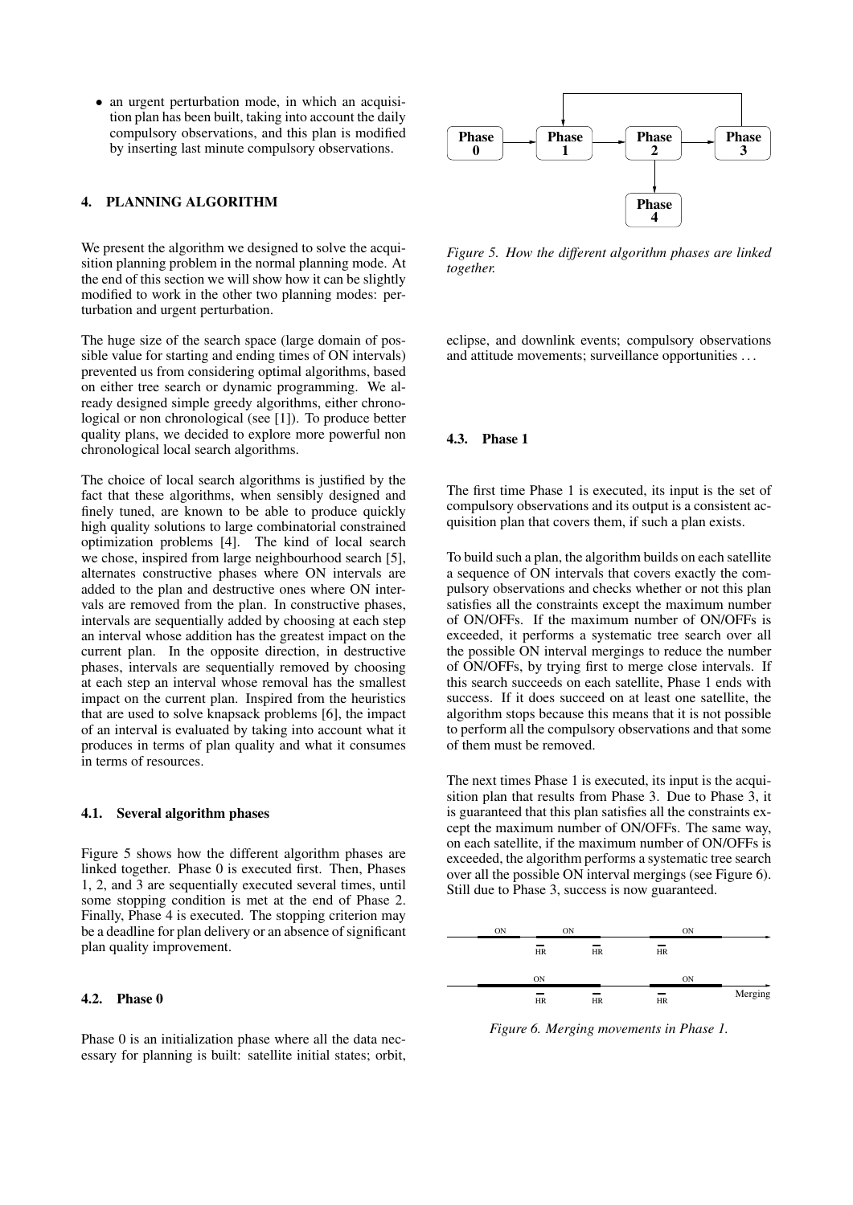- an urgent perturbation mode, in which an acquisition plan has been built, taking into account the daily compulsory observations, and this plan is modified by inserting last minute compulsory observations.

## 4. PLANNING ALGORITHM

We present the algorithm we designed to solve the acquisition planning problem in the normal planning mode. At the end of this section we will show how it can be slightly modified to work in the other two planning modes: perturbation and urgent perturbation.

The huge size of the search space (large domain of possible value for starting and ending times of ON intervals) prevented us from considering optimal algorithms, based on either tree search or dynamic programming. We already designed simple greedy algorithms, either chronological or non chronological (see [1]). To produce better quality plans, we decided to explore more powerful non chronological local search algorithms.

The choice of local search algorithms is justified by the fact that these algorithms, when sensibly designed and finely tuned, are known to be able to produce quickly high quality solutions to large combinatorial constrained optimization problems [4]. The kind of local search we chose, inspired from large neighbourhood search [5], alternates constructive phases where ON intervals are added to the plan and destructive ones where ON intervals are removed from the plan. In constructive phases, intervals are sequentially added by choosing at each step an interval whose addition has the greatest impact on the current plan. In the opposite direction, in destructive phases, intervals are sequentially removed by choosing at each step an interval whose removal has the smallest impact on the current plan. Inspired from the heuristics that are used to solve knapsack problems [6], the impact of an interval is evaluated by taking into account what it produces in terms of plan quality and what it consumes in terms of resources.

### 4.1. Several algorithm phases

Figure 5 shows how the different algorithm phases are linked together. Phase 0 is executed first. Then, Phases 1, 2, and 3 are sequentially executed several times, until some stopping condition is met at the end of Phase 2. Finally, Phase 4 is executed. The stopping criterion may be a deadline for plan delivery or an absence of significant plan quality improvement.

*Figure 5. How the different algorithm phases are linked together.*

### 4.2. Phase 0

Phase 0 is an initialization phase where all the data necessary for planning is built: satellite initial states; orbit, eclipse, and downlink events; compulsory observations and attitude movements; surveillance opportunities ...

### 4.3. Phase 1

The first time Phase 1 is executed, its input is the set of compulsory observations and its output is a consistent acquisition plan that covers them, if such a plan exists.

To build such a plan, the algorithm builds on each satellite a sequence of ON intervals that covers exactly the compulsory observations and checks whether or not this plan satisfies all the constraints except the maximum number of ON/OFFs. If the maximum number of ON/OFFs is exceeded, it performs a systematic tree search over all the possible ON interval mergings to reduce the number of ON/OFFs, by trying first to merge close intervals. If this search succeeds on each satellite, Phase 1 ends with success. If it does succeed on at least one satellite, the algorithm stops because this means that it is not possible to perform all the compulsory observations and that some of them must be removed.

The next times Phase 1 is executed, its input is the acquisition plan that results from Phase 3. Due to Phase 3, it is guaranteed that this plan satisfies all the constraints except the maximum number of ON/OFFs. The same way, on each satellite, if the maximum number of ON/OFFs is exceeded, the algorithm performs a systematic tree search over all the possible ON interval mergings (see Figure 6). Still due to Phase 3, success is now guaranteed.

*Figure 6. Merging movements in Phase 1.*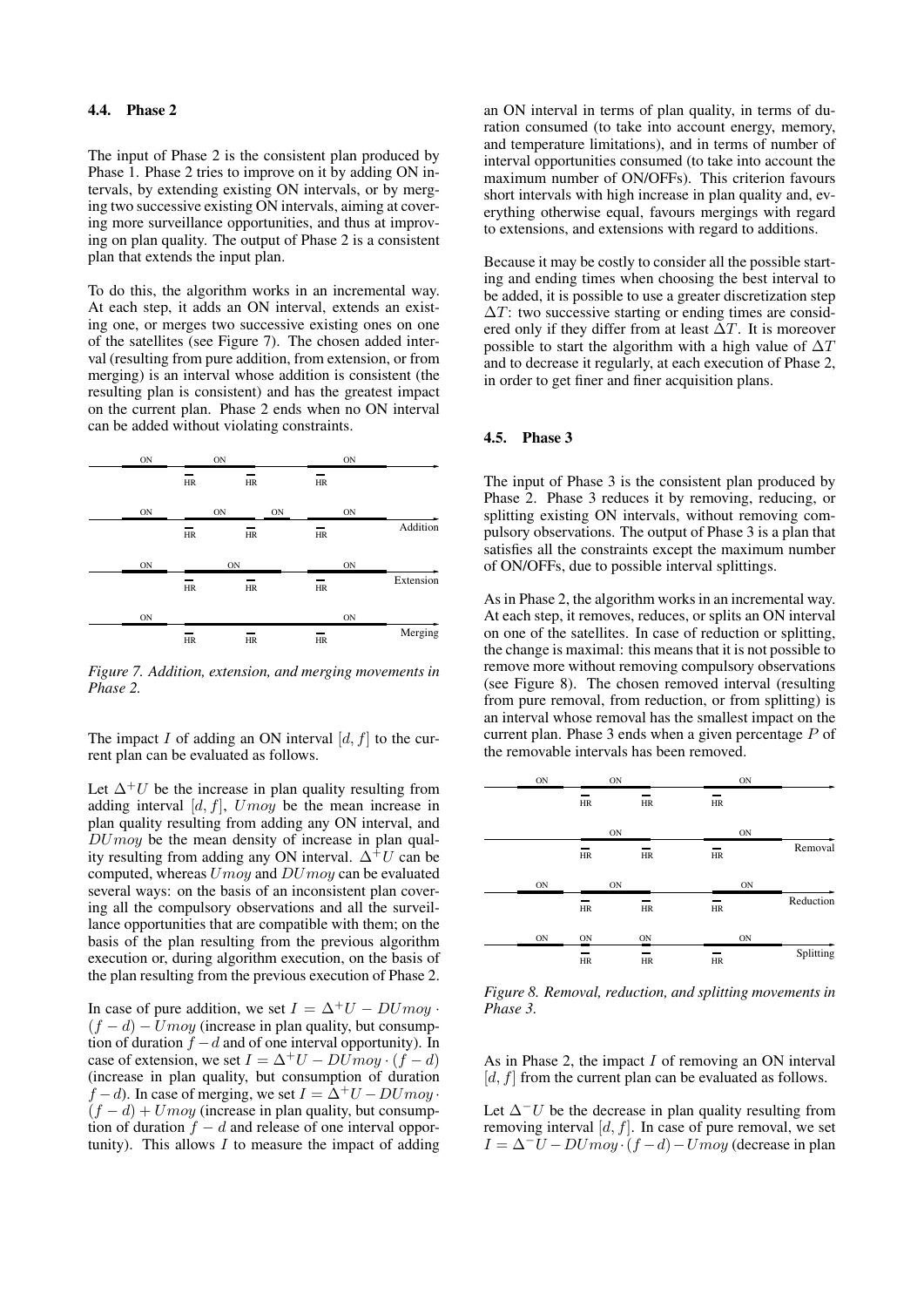### 4.4. Phase 2

The input of Phase 2 is the consistent plan produced by Phase 1. Phase 2 tries to improve on it by adding ON intervals, by extending existing ON intervals, or by merging two successive existing ON intervals, aiming at covering more surveillance opportunities, and thus at improving on plan quality. The output of Phase 2 is a consistent plan that extends the input plan.

To do this, the algorithm works in an incremental way. At each step, it adds an ON interval, extends an existing one, or merges two successive existing ones on one of the satellites (see Figure 7). The chosen added interval (resulting from pure addition, from extension, or from merging) is an interval whose addition is consistent (the resulting plan is consistent) and has the greatest impact on the current plan. Phase 2 ends when no ON interval can be added without violating constraints.

*Figure 7. Addition, extension, and merging movements in Phase 2.*

The impact $I$ of adding an ON interval $[d, f]$ to the current plan can be evaluated as follows.

Let $\Delta^+U$ be the increase in plan quality resulting from adding interval $[d, f]$, $Umoy$ be the mean increase in plan quality resulting from adding any ON interval, and $DUmoy$ be the mean density of increase in plan quality resulting from adding any ON interval. $\Delta^+U$ can be computed, whereas $Umoy$ and $DUmoy$ can be evaluated several ways: on the basis of an inconsistent plan covering all the compulsory observations and all the surveillance opportunities that are compatible with them; on the basis of the plan resulting from the previous algorithm execution or, during algorithm execution, on the basis of the plan resulting from the previous execution of Phase 2.

In case of pure addition, we set $I = \Delta^+U - DUmoy \cdot (f - d) - Umoy$ (increase in plan quality, but consumption of duration $f - d$ and of one interval opportunity). In case of extension, we set $I = \Delta^+U - DUmoy \cdot (f - d)$ (increase in plan quality, but consumption of duration $f - d$). In case of merging, we set $I = \Delta^+U - DUmoy \cdot (f - d) + Umoy$ (increase in plan quality, but consumption of duration $f - d$ and release of one interval opportunity). This allows $I$ to measure the impact of adding an ON interval in terms of plan quality, in terms of duration consumed (to take into account energy, memory, and temperature limitations), and in terms of number of interval opportunities consumed (to take into account the maximum number of ON/OFFs). This criterion favours short intervals with high increase in plan quality and, everything otherwise equal, favours mergings with regard to extensions, and extensions with regard to additions.

Because it may be costly to consider all the possible starting and ending times when choosing the best interval to be added, it is possible to use a greater discretization step $\Delta T$: two successive starting or ending times are considered only if they differ from at least $\Delta T$. It is moreover possible to start the algorithm with a high value of $\Delta T$ and to decrease it regularly, at each execution of Phase 2, in order to get finer and finer acquisition plans.

### 4.5. Phase 3

The input of Phase 3 is the consistent plan produced by Phase 2. Phase 3 reduces it by removing, reducing, or splitting existing ON intervals, without removing compulsory observations. The output of Phase 3 is a plan that satisfies all the constraints except the maximum number of ON/OFFs, due to possible interval splittings.

As in Phase 2, the algorithm works in an incremental way. At each step, it removes, reduces, or splits an ON interval on one of the satellites. In case of reduction or splitting, the change is maximal: this means that it is not possible to remove more without removing compulsory observations (see Figure 8). The chosen removed interval (resulting from pure removal, from reduction, or from splitting) is an interval whose removal has the smallest impact on the current plan. Phase 3 ends when a given percentage $P$ of the removable intervals has been removed.

*Figure 8. Removal, reduction, and splitting movements in Phase 3.*

As in Phase 2, the impact $I$ of removing an ON interval $[d, f]$ from the current plan can be evaluated as follows.

Let $\Delta^-U$ be the decrease in plan quality resulting from removing interval $[d, f]$. In case of pure removal, we set $I = \Delta^-U - DUmoy \cdot (f - d) - Umoy$ (decrease in plan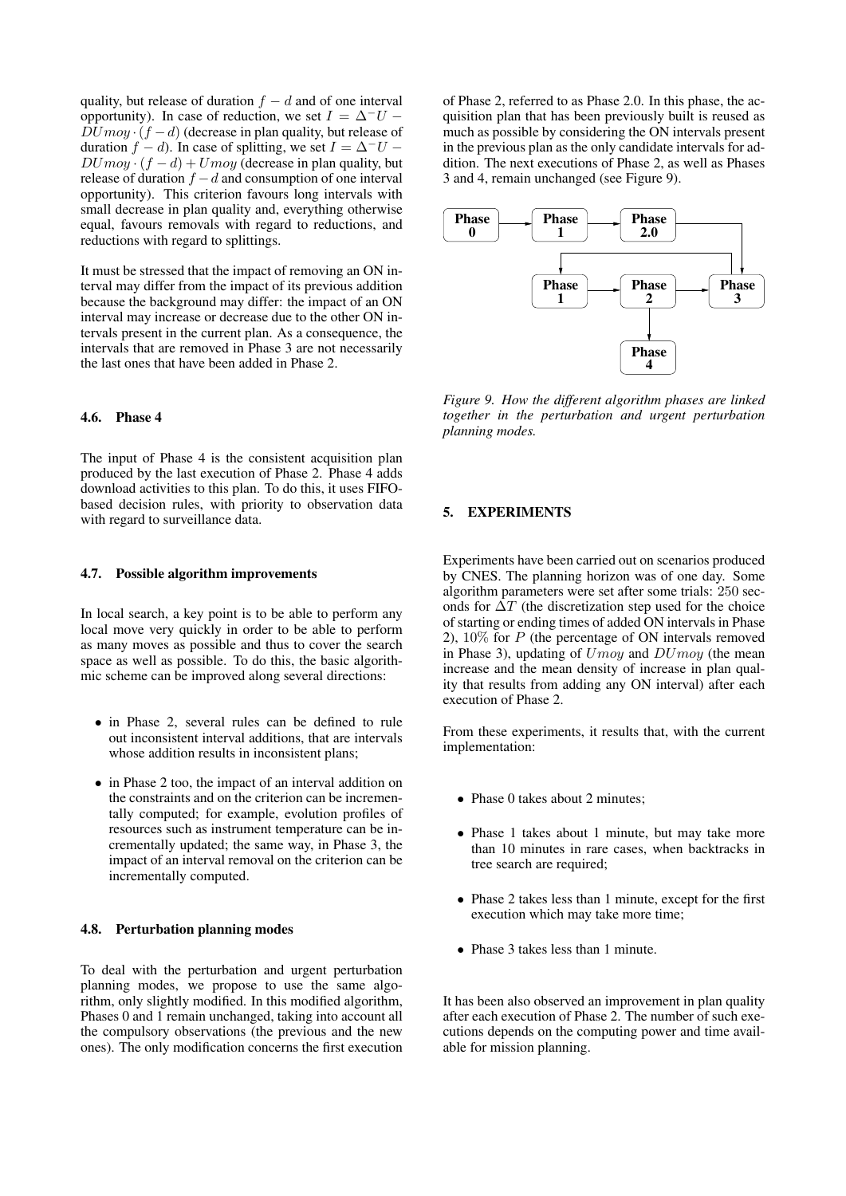quality, but release of duration $f - d$ and of one interval opportunity). In case of reduction, we set $I = \Delta^- U - DUmoy \cdot (f - d)$ (decrease in plan quality, but release of duration $f - d$). In case of splitting, we set $I = \Delta^- U - DUmoy \cdot (f - d) + Umoy$ (decrease in plan quality, but release of duration $f - d$ and consumption of one interval opportunity). This criterion favours long intervals with small decrease in plan quality and, everything otherwise equal, favours removals with regard to reductions, and reductions with regard to splittings.

It must be stressed that the impact of removing an ON interval may differ from the impact of its previous addition because the background may differ: the impact of an ON interval may increase or decrease due to the other ON intervals present in the current plan. As a consequence, the intervals that are removed in Phase 3 are not necessarily the last ones that have been added in Phase 2.

### 4.6. Phase 4

The input of Phase 4 is the consistent acquisition plan produced by the last execution of Phase 2. Phase 4 adds download activities to this plan. To do this, it uses FIFO-based decision rules, with priority to observation data with regard to surveillance data.

### 4.7. Possible algorithm improvements

In local search, a key point is to be able to perform any local move very quickly in order to be able to perform as many moves as possible and thus to cover the search space as well as possible. To do this, the basic algorithmic scheme can be improved along several directions:

- in Phase 2, several rules can be defined to rule out inconsistent interval additions, that are intervals whose addition results in inconsistent plans;
- in Phase 2 too, the impact of an interval addition on the constraints and on the criterion can be incrementally computed; for example, evolution profiles of resources such as instrument temperature can be incrementally updated; the same way, in Phase 3, the impact of an interval removal on the criterion can be incrementally computed.

### 4.8. Perturbation planning modes

To deal with the perturbation and urgent perturbation planning modes, we propose to use the same algorithm, only slightly modified. In this modified algorithm, Phases 0 and 1 remain unchanged, taking into account all the compulsory observations (the previous and the new ones). The only modification concerns the first execution of Phase 2, referred to as Phase 2.0. In this phase, the acquisition plan that has been previously built is reused as much as possible by considering the ON intervals present in the previous plan as the only candidate intervals for addition. The next executions of Phase 2, as well as Phases 3 and 4, remain unchanged (see Figure 9).

```
Phase 0 → Phase 1 → Phase 2.0 ──────────→ Phase 3
                                            │
Phase 1 → Phase 2 → Phase 3 ←───────────────┘
(Phase 3 → Phase 1 loop)
          Phase 2 → Phase 4
```

*Figure 9. How the different algorithm phases are linked together in the perturbation and urgent perturbation planning modes.*

## 5. EXPERIMENTS

Experiments have been carried out on scenarios produced by CNES. The planning horizon was of one day. Some algorithm parameters were set after some trials: 250 seconds for $\Delta T$ (the discretization step used for the choice of starting or ending times of added ON intervals in Phase 2), 10% for $P$ (the percentage of ON intervals removed in Phase 3), updating of $Umoy$ and $DUmoy$ (the mean increase and the mean density of increase in plan quality that results from adding any ON interval) after each execution of Phase 2.

From these experiments, it results that, with the current implementation:

- Phase 0 takes about 2 minutes;
- Phase 1 takes about 1 minute, but may take more than 10 minutes in rare cases, when backtracks in tree search are required;
- Phase 2 takes less than 1 minute, except for the first execution which may take more time;
- Phase 3 takes less than 1 minute.

It has been also observed an improvement in plan quality after each execution of Phase 2. The number of such executions depends on the computing power and time available for mission planning.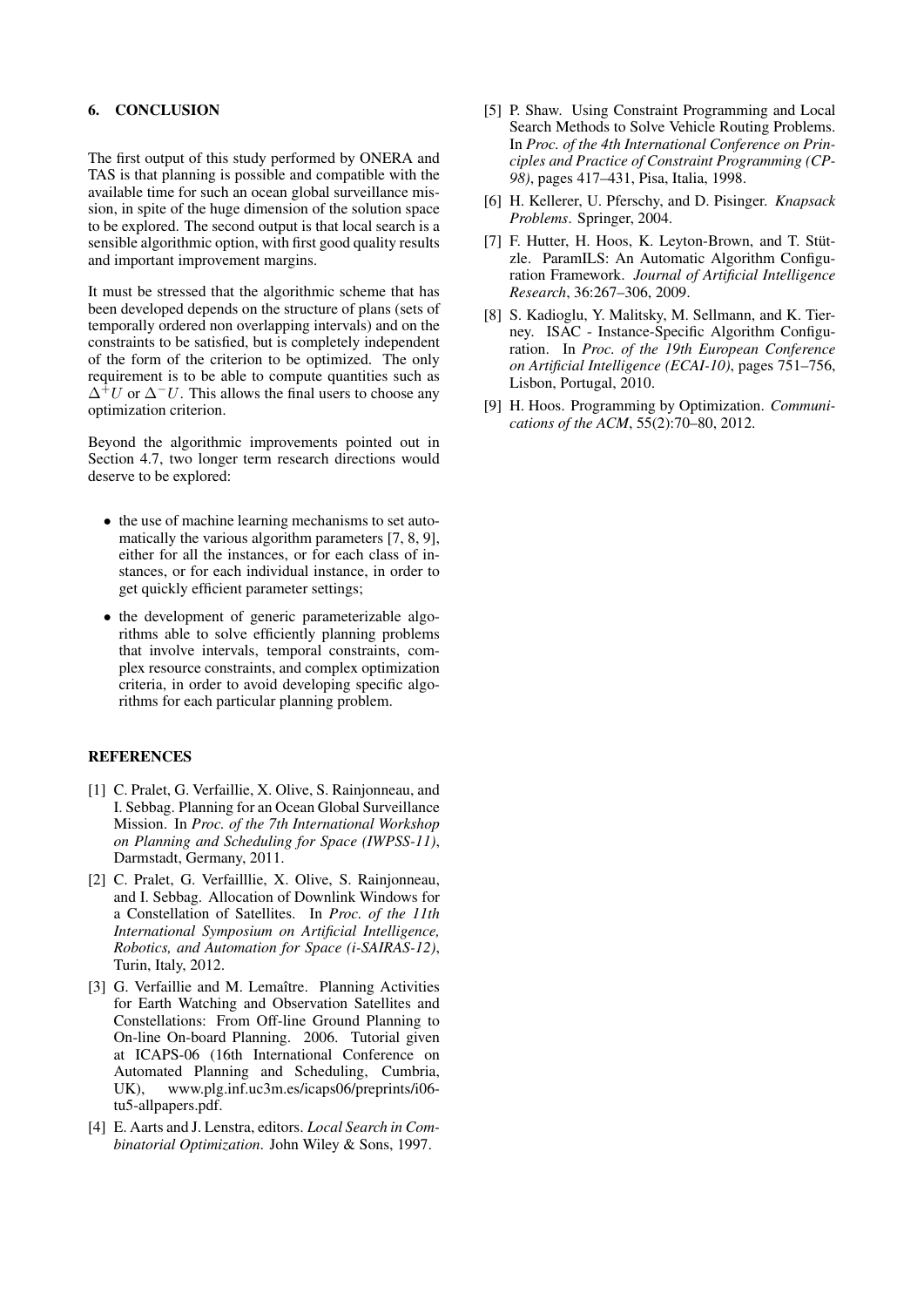## 6. CONCLUSION

The first output of this study performed by ONERA and TAS is that planning is possible and compatible with the available time for such an ocean global surveillance mission, in spite of the huge dimension of the solution space to be explored. The second output is that local search is a sensible algorithmic option, with first good quality results and important improvement margins.

It must be stressed that the algorithmic scheme that has been developed depends on the structure of plans (sets of temporally ordered non overlapping intervals) and on the constraints to be satisfied, but is completely independent of the form of the criterion to be optimized. The only requirement is to be able to compute quantities such as $\Delta^{+}U$ or $\Delta^{-}U$. This allows the final users to choose any optimization criterion.

Beyond the algorithmic improvements pointed out in Section 4.7, two longer term research directions would deserve to be explored:

- the use of machine learning mechanisms to set automatically the various algorithm parameters [7, 8, 9], either for all the instances, or for each class of instances, or for each individual instance, in order to get quickly efficient parameter settings;
- the development of generic parameterizable algorithms able to solve efficiently planning problems that involve intervals, temporal constraints, complex resource constraints, and complex optimization criteria, in order to avoid developing specific algorithms for each particular planning problem.

## REFERENCES

[1] C. Pralet, G. Verfaillie, X. Olive, S. Rainjonneau, and I. Sebbag. Planning for an Ocean Global Surveillance Mission. In *Proc. of the 7th International Workshop on Planning and Scheduling for Space (IWPSS-11)*, Darmstadt, Germany, 2011.

[2] C. Pralet, G. Verfailllie, X. Olive, S. Rainjonneau, and I. Sebbag. Allocation of Downlink Windows for a Constellation of Satellites. In *Proc. of the 11th International Symposium on Artificial Intelligence, Robotics, and Automation for Space (i-SAIRAS-12)*, Turin, Italy, 2012.

[3] G. Verfaillie and M. Lemaître. Planning Activities for Earth Watching and Observation Satellites and Constellations: From Off-line Ground Planning to On-line On-board Planning. 2006. Tutorial given at ICAPS-06 (16th International Conference on Automated Planning and Scheduling, Cumbria, UK), www.plg.inf.uc3m.es/icaps06/preprints/i06-tu5-allpapers.pdf.

[4] E. Aarts and J. Lenstra, editors. *Local Search in Combinatorial Optimization*. John Wiley & Sons, 1997.

[5] P. Shaw. Using Constraint Programming and Local Search Methods to Solve Vehicle Routing Problems. In *Proc. of the 4th International Conference on Principles and Practice of Constraint Programming (CP-98)*, pages 417–431, Pisa, Italia, 1998.

[6] H. Kellerer, U. Pferschy, and D. Pisinger. *Knapsack Problems*. Springer, 2004.

[7] F. Hutter, H. Hoos, K. Leyton-Brown, and T. Stützle. ParamILS: An Automatic Algorithm Configuration Framework. *Journal of Artificial Intelligence Research*, 36:267–306, 2009.

[8] S. Kadioglu, Y. Malitsky, M. Sellmann, and K. Tierney. ISAC - Instance-Specific Algorithm Configuration. In *Proc. of the 19th European Conference on Artificial Intelligence (ECAI-10)*, pages 751–756, Lisbon, Portugal, 2010.

[9] H. Hoos. Programming by Optimization. *Communications of the ACM*, 55(2):70–80, 2012.